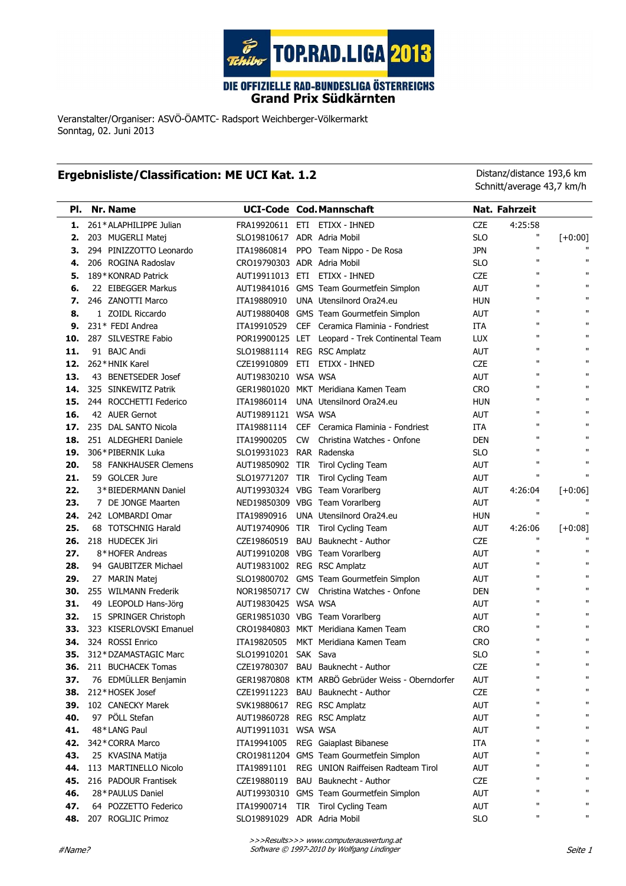# TOP.RAD.LIGA 2013

**DIE OFFIZIELLE RAD-BUNDESLIGA ÖSTERREICHS**

## Grand Prix Südkärnten

Veranstalter/Organiser: ASVÖ-ÖAMTC- Radsport Weichberger-Völkermarkt
Sonntag, 02. Juni 2013

### Ergebnisliste/Classification: ME UCI Kat. 1.2

Distanz/distance 193,6 km
Schnitt/average 43,7 km/h

| Pl. | Nr. | Name | UCI-Code | Cod. | Mannschaft | Nat. | Fahrzeit | |
|---|---|---|---|---|---|---|---|---|
| 1. | 261* | ALAPHILIPPE Julian | FRA19920611 | ETI | ETIXX - IHNED | CZE | 4:25:58 | |
| 2. | 203 | MUGERLI Matej | SLO19810617 | ADR | Adria Mobil | SLO | " | [+0:00] |
| 3. | 294 | PINIZZOTTO Leonardo | ITA19860814 | PPO | Team Nippo - De Rosa | JPN | " | " |
| 4. | 206 | ROGINA Radoslav | CRO19790303 | ADR | Adria Mobil | SLO | " | " |
| 5. | 189* | KONRAD Patrick | AUT19911013 | ETI | ETIXX - IHNED | CZE | " | " |
| 6. | 22 | EIBEGGER Markus | AUT19841016 | GMS | Team Gourmetfein Simplon | AUT | " | " |
| 7. | 246 | ZANOTTI Marco | ITA19880910 | UNA | Utensilnord Ora24.eu | HUN | " | " |
| 8. | 1 | ZOIDL Riccardo | AUT19880408 | GMS | Team Gourmetfein Simplon | AUT | " | " |
| 9. | 231* | FEDI Andrea | ITA19910529 | CEF | Ceramica Flaminia - Fondriest | ITA | " | " |
| 10. | 287 | SILVESTRE Fabio | POR19900125 | LET | Leopard - Trek Continental Team | LUX | " | " |
| 11. | 91 | BAJC Andi | SLO19881114 | REG | RSC Amplatz | AUT | " | " |
| 12. | 262* | HNIK Karel | CZE19910809 | ETI | ETIXX - IHNED | CZE | " | " |
| 13. | 43 | BENETSEDER Josef | AUT19830210 | WSA | WSA | AUT | " | " |
| 14. | 325 | SINKEWITZ Patrik | GER19801020 | MKT | Meridiana Kamen Team | CRO | " | " |
| 15. | 244 | ROCCHETTI Federico | ITA19860114 | UNA | Utensilnord Ora24.eu | HUN | " | " |
| 16. | 42 | AUER Gernot | AUT19891121 | WSA | WSA | AUT | " | " |
| 17. | 235 | DAL SANTO Nicola | ITA19881114 | CEF | Ceramica Flaminia - Fondriest | ITA | " | " |
| 18. | 251 | ALDEGHERI Daniele | ITA19900205 | CW | Christina Watches - Onfone | DEN | " | " |
| 19. | 306* | PIBERNIK Luka | SLO19931023 | RAR | Radenska | SLO | " | " |
| 20. | 58 | FANKHAUSER Clemens | AUT19850902 | TIR | Tirol Cycling Team | AUT | " | " |
| 21. | 59 | GOLCER Jure | SLO19771207 | TIR | Tirol Cycling Team | AUT | " | " |
| 22. | 3* | BIEDERMANN Daniel | AUT19930324 | VBG | Team Vorarlberg | AUT | 4:26:04 | [+0:06] |
| 23. | 7 | DE JONGE Maarten | NED19850309 | VBG | Team Vorarlberg | AUT | " | " |
| 24. | 242 | LOMBARDI Omar | ITA19890916 | UNA | Utensilnord Ora24.eu | HUN | " | " |
| 25. | 68 | TOTSCHNIG Harald | AUT19740906 | TIR | Tirol Cycling Team | AUT | 4:26:06 | [+0:08] |
| 26. | 218 | HUDECEK Jiri | CZE19860519 | BAU | Bauknecht - Author | CZE | " | " |
| 27. | 8* | HOFER Andreas | AUT19910208 | VBG | Team Vorarlberg | AUT | " | " |
| 28. | 94 | GAUBITZER Michael | AUT19831002 | REG | RSC Amplatz | AUT | " | " |
| 29. | 27 | MARIN Matej | SLO19800702 | GMS | Team Gourmetfein Simplon | AUT | " | " |
| 30. | 255 | WILMANN Frederik | NOR19850717 | CW | Christina Watches - Onfone | DEN | " | " |
| 31. | 49 | LEOPOLD Hans-Jörg | AUT19830425 | WSA | WSA | AUT | " | " |
| 32. | 15 | SPRINGER Christoph | GER19851030 | VBG | Team Vorarlberg | AUT | " | " |
| 33. | 323 | KISERLOVSKI Emanuel | CRO19840803 | MKT | Meridiana Kamen Team | CRO | " | " |
| 34. | 324 | ROSSI Enrico | ITA19820505 | MKT | Meridiana Kamen Team | CRO | " | " |
| 35. | 312* | DZAMASTAGIC Marc | SLO19910201 | SAK | Sava | SLO | " | " |
| 36. | 211 | BUCHACEK Tomas | CZE19780307 | BAU | Bauknecht - Author | CZE | " | " |
| 37. | 76 | EDMÜLLER Benjamin | GER19870808 | KTM | ARBÖ Gebrüder Weiss - Oberndorfer | AUT | " | " |
| 38. | 212* | HOSEK Josef | CZE19911223 | BAU | Bauknecht - Author | CZE | " | " |
| 39. | 102 | CANECKY Marek | SVK19880617 | REG | RSC Amplatz | AUT | " | " |
| 40. | 97 | PÖLL Stefan | AUT19860728 | REG | RSC Amplatz | AUT | " | " |
| 41. | 48* | LANG Paul | AUT19911031 | WSA | WSA | AUT | " | " |
| 42. | 342* | CORRA Marco | ITA19941005 | REG | Gaiaplast Bibanese | ITA | " | " |
| 43. | 25 | KVASINA Matija | CRO19811204 | GMS | Team Gourmetfein Simplon | AUT | " | " |
| 44. | 113 | MARTINELLO Nicolo | ITA19891101 | REG | UNION Raiffeisen Radteam Tirol | AUT | " | " |
| 45. | 216 | PADOUR Frantisek | CZE19880119 | BAU | Bauknecht - Author | CZE | " | " |
| 46. | 28* | PAULUS Daniel | AUT19930310 | GMS | Team Gourmetfein Simplon | AUT | " | " |
| 47. | 64 | POZZETTO Federico | ITA19900714 | TIR | Tirol Cycling Team | AUT | " | " |
| 48. | 207 | ROGLJIC Primoz | SLO19891029 | ADR | Adria Mobil | SLO | " | " |

*>>>Results>>> www.computerauswertung.at*
*Software © 1997-2010 by Wolfgang Lindinger*

*#Name?*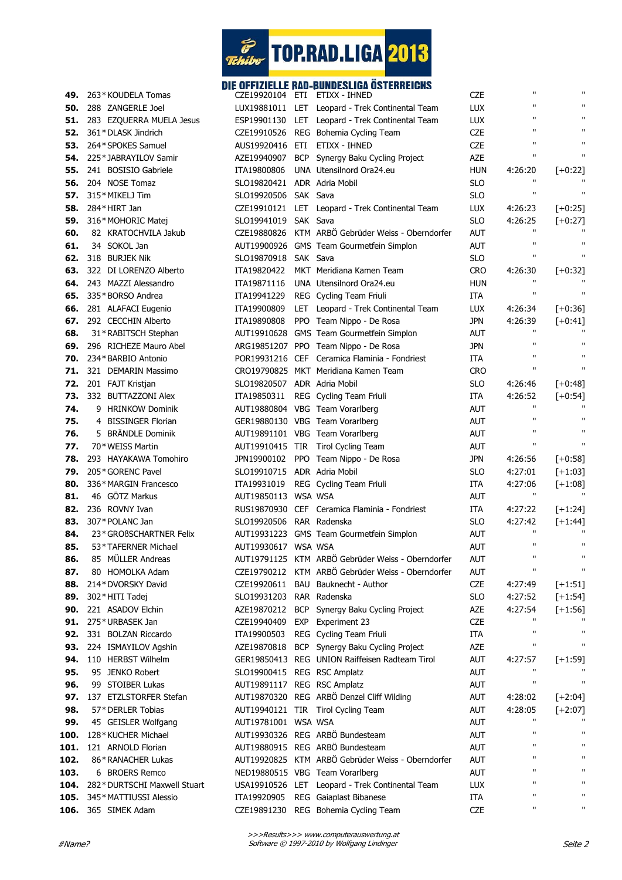# TOP.RAD.LIGA 2013

## DIE OFFIZIELLE RAD-BUNDESLIGA ÖSTERREICHS

| Pos. | Nr. | Name | UCI-Code | Team | | Nat. | Zeit | Rückstand |
|---|---|---|---|---|---|---|---|---|
| **49.** | 263* | KOUDELA Tomas | CZE19920104 | ETI | ETIXX - IHNED | CZE | " | " |
| **50.** | 288 | ZANGERLE Joel | LUX19881011 | LET | Leopard - Trek Continental Team | LUX | " | " |
| **51.** | 283 | EZQUERRA MUELA Jesus | ESP19901130 | LET | Leopard - Trek Continental Team | LUX | " | " |
| **52.** | 361* | DLASK Jindrich | CZE19910526 | REG | Bohemia Cycling Team | CZE | " | " |
| **53.** | 264* | SPOKES Samuel | AUS19920416 | ETI | ETIXX - IHNED | CZE | " | " |
| **54.** | 225* | JABRAYILOV Samir | AZE19940907 | BCP | Synergy Baku Cycling Project | AZE | " | " |
| **55.** | 241 | BOSISIO Gabriele | ITA19800806 | UNA | Utensilnord Ora24.eu | HUN | 4:26:20 | [+0:22] |
| **56.** | 204 | NOSE Tomaz | SLO19820421 | ADR | Adria Mobil | SLO | " | " |
| **57.** | 315* | MIKELJ Tim | SLO19920506 | SAK | Sava | SLO | " | " |
| **58.** | 284* | HIRT Jan | CZE19910121 | LET | Leopard - Trek Continental Team | LUX | 4:26:23 | [+0:25] |
| **59.** | 316* | MOHORIC Matej | SLO19941019 | SAK | Sava | SLO | 4:26:25 | [+0:27] |
| **60.** | 82 | KRATOCHVILA Jakub | CZE19880826 | KTM | ARBÖ Gebrüder Weiss - Oberndorfer | AUT | " | " |
| **61.** | 34 | SOKOL Jan | AUT19900926 | GMS | Team Gourmetfein Simplon | AUT | " | " |
| **62.** | 318 | BURJEK Nik | SLO19870918 | SAK | Sava | SLO | " | " |
| **63.** | 322 | DI LORENZO Alberto | ITA19820422 | MKT | Meridiana Kamen Team | CRO | 4:26:30 | [+0:32] |
| **64.** | 243 | MAZZI Alessandro | ITA19871116 | UNA | Utensilnord Ora24.eu | HUN | " | " |
| **65.** | 335* | BORSO Andrea | ITA19941229 | REG | Cycling Team Friuli | ITA | " | " |
| **66.** | 281 | ALAFACI Eugenio | ITA19900809 | LET | Leopard - Trek Continental Team | LUX | 4:26:34 | [+0:36] |
| **67.** | 292 | CECCHIN Alberto | ITA19890808 | PPO | Team Nippo - De Rosa | JPN | 4:26:39 | [+0:41] |
| **68.** | 31* | RABITSCH Stephan | AUT19910628 | GMS | Team Gourmetfein Simplon | AUT | " | " |
| **69.** | 296 | RICHEZE Mauro Abel | ARG19851207 | PPO | Team Nippo - De Rosa | JPN | " | " |
| **70.** | 234* | BARBIO Antonio | POR19931216 | CEF | Ceramica Flaminia - Fondriest | ITA | " | " |
| **71.** | 321 | DEMARIN Massimo | CRO19790825 | MKT | Meridiana Kamen Team | CRO | " | " |
| **72.** | 201 | FAJT Kristjan | SLO19820507 | ADR | Adria Mobil | SLO | 4:26:46 | [+0:48] |
| **73.** | 332 | BUTTAZZONI Alex | ITA19850311 | REG | Cycling Team Friuli | ITA | 4:26:52 | [+0:54] |
| **74.** | 9 | HRINKOW Dominik | AUT19880804 | VBG | Team Vorarlberg | AUT | " | " |
| **75.** | 4 | BISSINGER Florian | GER19880130 | VBG | Team Vorarlberg | AUT | " | " |
| **76.** | 5 | BRÄNDLE Dominik | AUT19891101 | VBG | Team Vorarlberg | AUT | " | " |
| **77.** | 70* | WEISS Martin | AUT19910415 | TIR | Tirol Cycling Team | AUT | " | " |
| **78.** | 293 | HAYAKAWA Tomohiro | JPN19900102 | PPO | Team Nippo - De Rosa | JPN | 4:26:56 | [+0:58] |
| **79.** | 205* | GORENC Pavel | SLO19910715 | ADR | Adria Mobil | SLO | 4:27:01 | [+1:03] |
| **80.** | 336* | MARGIN Francesco | ITA19931019 | REG | Cycling Team Friuli | ITA | 4:27:06 | [+1:08] |
| **81.** | 46 | GÖTZ Markus | AUT19850113 | WSA | WSA | AUT | " | " |
| **82.** | 236 | ROVNY Ivan | RUS19870930 | CEF | Ceramica Flaminia - Fondriest | ITA | 4:27:22 | [+1:24] |
| **83.** | 307* | POLANC Jan | SLO19920506 | RAR | Radenska | SLO | 4:27:42 | [+1:44] |
| **84.** | 23* | GROßSCHARTNER Felix | AUT19931223 | GMS | Team Gourmetfein Simplon | AUT | " | " |
| **85.** | 53* | TAFERNER Michael | AUT19930617 | WSA | WSA | AUT | " | " |
| **86.** | 85 | MÜLLER Andreas | AUT19791125 | KTM | ARBÖ Gebrüder Weiss - Oberndorfer | AUT | " | " |
| **87.** | 80 | HOMOLKA Adam | CZE19790212 | KTM | ARBÖ Gebrüder Weiss - Oberndorfer | AUT | " | " |
| **88.** | 214* | DVORSKY David | CZE19920611 | BAU | Bauknecht - Author | CZE | 4:27:49 | [+1:51] |
| **89.** | 302* | HITI Tadej | SLO19931203 | RAR | Radenska | SLO | 4:27:52 | [+1:54] |
| **90.** | 221 | ASADOV Elchin | AZE19870212 | BCP | Synergy Baku Cycling Project | AZE | 4:27:54 | [+1:56] |
| **91.** | 275* | URBASEK Jan | CZE19940409 | EXP | Experiment 23 | CZE | " | " |
| **92.** | 331 | BOLZAN Riccardo | ITA19900503 | REG | Cycling Team Friuli | ITA | " | " |
| **93.** | 224 | ISMAYILOV Agshin | AZE19870818 | BCP | Synergy Baku Cycling Project | AZE | " | " |
| **94.** | 110 | HERBST Wilhelm | GER19850413 | REG | UNION Raiffeisen Radteam Tirol | AUT | 4:27:57 | [+1:59] |
| **95.** | 95 | JENKO Robert | SLO19900415 | REG | RSC Amplatz | AUT | " | " |
| **96.** | 99 | STOIBER Lukas | AUT19891117 | REG | RSC Amplatz | AUT | " | " |
| **97.** | 137 | ETZLSTORFER Stefan | AUT19870320 | REG | ARBÖ Denzel Cliff Wilding | AUT | 4:28:02 | [+2:04] |
| **98.** | 57* | DERLER Tobias | AUT19940121 | TIR | Tirol Cycling Team | AUT | 4:28:05 | [+2:07] |
| **99.** | 45 | GEISLER Wolfgang | AUT19781001 | WSA | WSA | AUT | " | " |
| **100.** | 128* | KUCHER Michael | AUT19930326 | REG | ARBÖ Bundesteam | AUT | " | " |
| **101.** | 121 | ARNOLD Florian | AUT19880915 | REG | ARBÖ Bundesteam | AUT | " | " |
| **102.** | 86* | RANACHER Lukas | AUT19920825 | KTM | ARBÖ Gebrüder Weiss - Oberndorfer | AUT | " | " |
| **103.** | 6 | BROERS Remco | NED19880515 | VBG | Team Vorarlberg | AUT | " | " |
| **104.** | 282* | DURTSCHI Maxwell Stuart | USA19910526 | LET | Leopard - Trek Continental Team | LUX | " | " |
| **105.** | 345* | MATTIUSSI Alessio | ITA19920905 | REG | Gaiaplast Bibanese | ITA | " | " |
| **106.** | 365 | SIMEK Adam | CZE19891230 | REG | Bohemia Cycling Team | CZE | " | " |

*>>>Results>>> www.computerauswertung.at*
*Software © 1997-2010 by Wolfgang Lindinger*

*#Name?*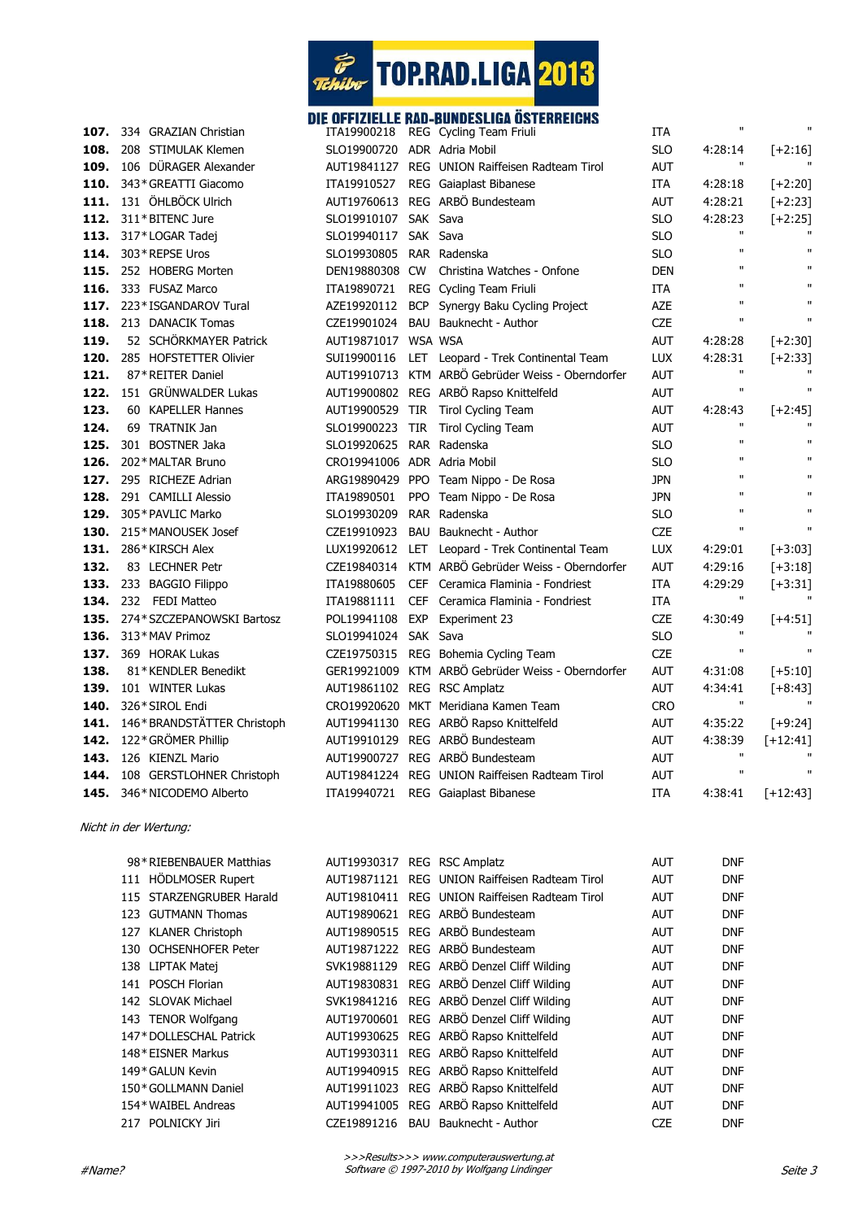| | | | | | | | | |
|---|---|---|---|---|---|---|---|---|
| **107.** | 334 | GRAZIAN Christian | ITA19900218 | REG | Cycling Team Friuli | ITA | " | " |
| **108.** | 208 | STIMULAK Klemen | SLO19900720 | ADR | Adria Mobil | SLO | 4:28:14 | [+2:16] |
| **109.** | 106 | DÜRAGER Alexander | AUT19841127 | REG | UNION Raiffeisen Radteam Tirol | AUT | " | " |
| **110.** | 343* | GREATTI Giacomo | ITA19910527 | REG | Gaiaplast Bibanese | ITA | 4:28:18 | [+2:20] |
| **111.** | 131 | ÖHLBÖCK Ulrich | AUT19760613 | REG | ARBÖ Bundesteam | AUT | 4:28:21 | [+2:23] |
| **112.** | 311* | BITENC Jure | SLO19910107 | SAK | Sava | SLO | 4:28:23 | [+2:25] |
| **113.** | 317* | LOGAR Tadej | SLO19940117 | SAK | Sava | SLO | " | " |
| **114.** | 303* | REPSE Uros | SLO19930805 | RAR | Radenska | SLO | " | " |
| **115.** | 252 | HOBERG Morten | DEN19880308 | CW | Christina Watches - Onfone | DEN | " | " |
| **116.** | 333 | FUSAZ Marco | ITA19890721 | REG | Cycling Team Friuli | ITA | " | " |
| **117.** | 223* | ISGANDAROV Tural | AZE19920112 | BCP | Synergy Baku Cycling Project | AZE | " | " |
| **118.** | 213 | DANACIK Tomas | CZE19901024 | BAU | Bauknecht - Author | CZE | " | " |
| **119.** | 52 | SCHÖRKMAYER Patrick | AUT19871017 | WSA | WSA | AUT | 4:28:28 | [+2:30] |
| **120.** | 285 | HOFSTETTER Olivier | SUI19900116 | LET | Leopard - Trek Continental Team | LUX | 4:28:31 | [+2:33] |
| **121.** | 87* | REITER Daniel | AUT19910713 | KTM | ARBÖ Gebrüder Weiss - Oberndorfer | AUT | " | " |
| **122.** | 151 | GRÜNWALDER Lukas | AUT19900802 | REG | ARBÖ Rapso Knittelfeld | AUT | " | " |
| **123.** | 60 | KAPELLER Hannes | AUT19900529 | TIR | Tirol Cycling Team | AUT | 4:28:43 | [+2:45] |
| **124.** | 69 | TRATNIK Jan | SLO19900223 | TIR | Tirol Cycling Team | AUT | " | " |
| **125.** | 301 | BOSTNER Jaka | SLO19920625 | RAR | Radenska | SLO | " | " |
| **126.** | 202* | MALTAR Bruno | CRO19941006 | ADR | Adria Mobil | SLO | " | " |
| **127.** | 295 | RICHEZE Adrian | ARG19890429 | PPO | Team Nippo - De Rosa | JPN | " | " |
| **128.** | 291 | CAMILLI Alessio | ITA19890501 | PPO | Team Nippo - De Rosa | JPN | " | " |
| **129.** | 305* | PAVLIC Marko | SLO19930209 | RAR | Radenska | SLO | " | " |
| **130.** | 215* | MANOUSEK Josef | CZE19910923 | BAU | Bauknecht - Author | CZE | " | " |
| **131.** | 286* | KIRSCH Alex | LUX19920612 | LET | Leopard - Trek Continental Team | LUX | 4:29:01 | [+3:03] |
| **132.** | 83 | LECHNER Petr | CZE19840314 | KTM | ARBÖ Gebrüder Weiss - Oberndorfer | AUT | 4:29:16 | [+3:18] |
| **133.** | 233 | BAGGIO Filippo | ITA19880605 | CEF | Ceramica Flaminia - Fondriest | ITA | 4:29:29 | [+3:31] |
| **134.** | 232 | FEDI Matteo | ITA19881111 | CEF | Ceramica Flaminia - Fondriest | ITA | " | " |
| **135.** | 274* | SZCZEPANOWSKI Bartosz | POL19941108 | EXP | Experiment 23 | CZE | 4:30:49 | [+4:51] |
| **136.** | 313* | MAV Primoz | SLO19941024 | SAK | Sava | SLO | " | " |
| **137.** | 369 | HORAK Lukas | CZE19750315 | REG | Bohemia Cycling Team | CZE | " | " |
| **138.** | 81* | KENDLER Benedikt | GER19921009 | KTM | ARBÖ Gebrüder Weiss - Oberndorfer | AUT | 4:31:08 | [+5:10] |
| **139.** | 101 | WINTER Lukas | AUT19861102 | REG | RSC Amplatz | AUT | 4:34:41 | [+8:43] |
| **140.** | 326* | SIROL Endi | CRO19920620 | MKT | Meridiana Kamen Team | CRO | " | " |
| **141.** | 146* | BRANDSTÄTTER Christoph | AUT19941130 | REG | ARBÖ Rapso Knittelfeld | AUT | 4:35:22 | [+9:24] |
| **142.** | 122* | GRÖMER Phillip | AUT19910129 | REG | ARBÖ Bundesteam | AUT | 4:38:39 | [+12:41] |
| **143.** | 126 | KIENZL Mario | AUT19900727 | REG | ARBÖ Bundesteam | AUT | " | " |
| **144.** | 108 | GERSTLOHNER Christoph | AUT19841224 | REG | UNION Raiffeisen Radteam Tirol | AUT | " | " |
| **145.** | 346* | NICODEMO Alberto | ITA19940721 | REG | Gaiaplast Bibanese | ITA | 4:38:41 | [+12:43] |

*Nicht in der Wertung:*

| | | | | | | |
|---|---|---|---|---|---|---|
| 98* | RIEBENBAUER Matthias | AUT19930317 | REG | RSC Amplatz | AUT | DNF |
| 111 | HÖDLMOSER Rupert | AUT19871121 | REG | UNION Raiffeisen Radteam Tirol | AUT | DNF |
| 115 | STARZENGRUBER Harald | AUT19810411 | REG | UNION Raiffeisen Radteam Tirol | AUT | DNF |
| 123 | GUTMANN Thomas | AUT19890621 | REG | ARBÖ Bundesteam | AUT | DNF |
| 127 | KLANER Christoph | AUT19890515 | REG | ARBÖ Bundesteam | AUT | DNF |
| 130 | OCHSENHOFER Peter | AUT19871222 | REG | ARBÖ Bundesteam | AUT | DNF |
| 138 | LIPTAK Matej | SVK19881129 | REG | ARBÖ Denzel Cliff Wilding | AUT | DNF |
| 141 | POSCH Florian | AUT19830831 | REG | ARBÖ Denzel Cliff Wilding | AUT | DNF |
| 142 | SLOVAK Michael | SVK19841216 | REG | ARBÖ Denzel Cliff Wilding | AUT | DNF |
| 143 | TENOR Wolfgang | AUT19700601 | REG | ARBÖ Denzel Cliff Wilding | AUT | DNF |
| 147* | DOLLESCHAL Patrick | AUT19930625 | REG | ARBÖ Rapso Knittelfeld | AUT | DNF |
| 148* | EISNER Markus | AUT19930311 | REG | ARBÖ Rapso Knittelfeld | AUT | DNF |
| 149* | GALUN Kevin | AUT19940915 | REG | ARBÖ Rapso Knittelfeld | AUT | DNF |
| 150* | GOLLMANN Daniel | AUT19911023 | REG | ARBÖ Rapso Knittelfeld | AUT | DNF |
| 154* | WAIBEL Andreas | AUT19941005 | REG | ARBÖ Rapso Knittelfeld | AUT | DNF |
| 217 | POLNICKY Jiri | CZE19891216 | BAU | Bauknecht - Author | CZE | DNF |

>>>Results>>> www.computerauswertung.at
Software © 1997-2010 by Wolfgang Lindinger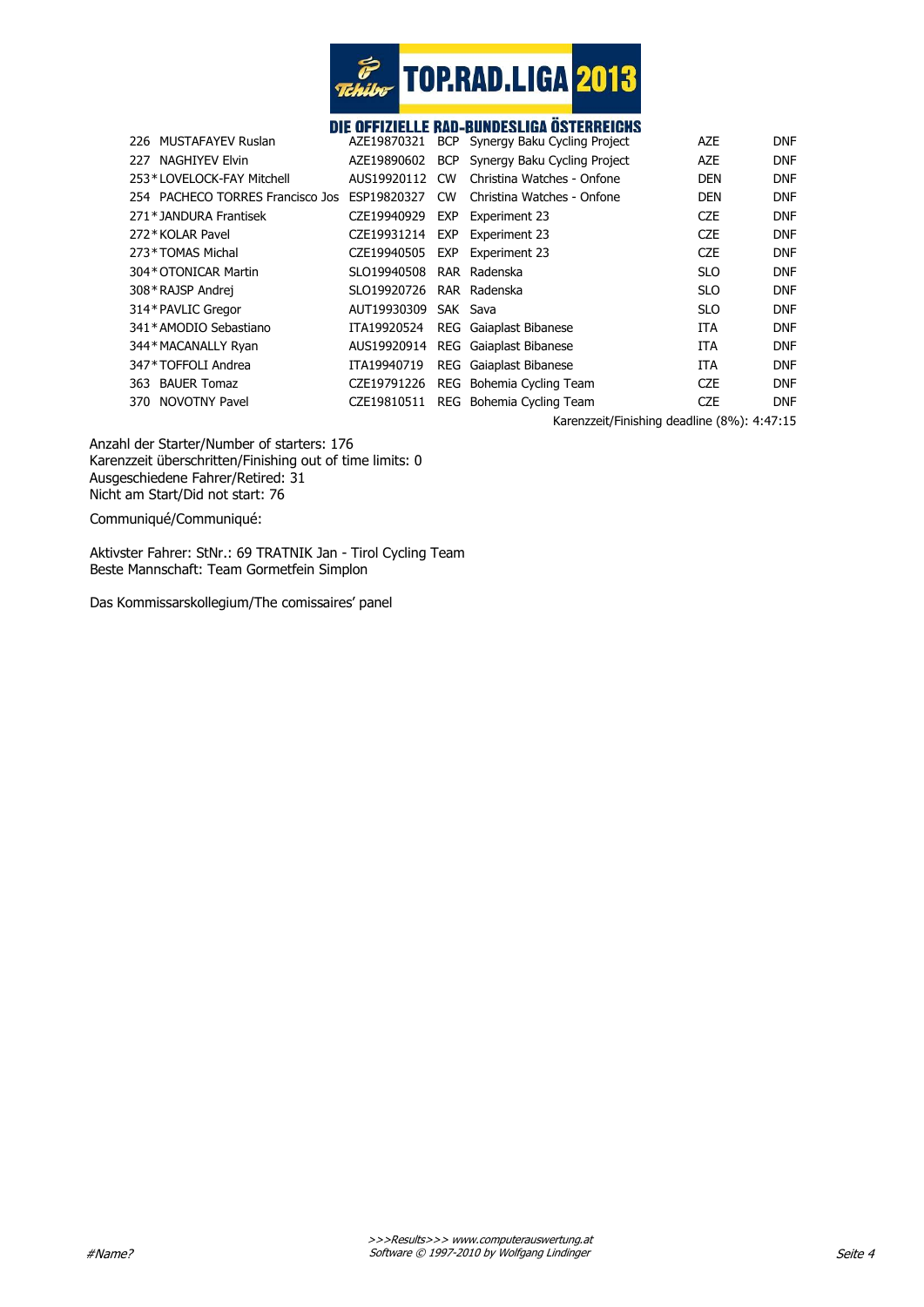| | | | | | | |
|---|---|---|---|---|---|---|
| 226 | MUSTAFAYEV Ruslan | AZE19870321 | BCP | Synergy Baku Cycling Project | AZE | DNF |
| 227 | NAGHIYEV Elvin | AZE19890602 | BCP | Synergy Baku Cycling Project | AZE | DNF |
| 253* | LOVELOCK-FAY Mitchell | AUS19920112 | CW | Christina Watches - Onfone | DEN | DNF |
| 254 | PACHECO TORRES Francisco Jos | ESP19820327 | CW | Christina Watches - Onfone | DEN | DNF |
| 271* | JANDURA Frantisek | CZE19940929 | EXP | Experiment 23 | CZE | DNF |
| 272* | KOLAR Pavel | CZE19931214 | EXP | Experiment 23 | CZE | DNF |
| 273* | TOMAS Michal | CZE19940505 | EXP | Experiment 23 | CZE | DNF |
| 304* | OTONICAR Martin | SLO19940508 | RAR | Radenska | SLO | DNF |
| 308* | RAJSP Andrej | SLO19920726 | RAR | Radenska | SLO | DNF |
| 314* | PAVLIC Gregor | AUT19930309 | SAK | Sava | SLO | DNF |
| 341* | AMODIO Sebastiano | ITA19920524 | REG | Gaiaplast Bibanese | ITA | DNF |
| 344* | MACANALLY Ryan | AUS19920914 | REG | Gaiaplast Bibanese | ITA | DNF |
| 347* | TOFFOLI Andrea | ITA19940719 | REG | Gaiaplast Bibanese | ITA | DNF |
| 363 | BAUER Tomaz | CZE19791226 | REG | Bohemia Cycling Team | CZE | DNF |
| 370 | NOVOTNY Pavel | CZE19810511 | REG | Bohemia Cycling Team | CZE | DNF |

Karenzzeit/Finishing deadline (8%): 4:47:15

Anzahl der Starter/Number of starters: 176
Karenzzeit überschritten/Finishing out of time limits: 0
Ausgeschiedene Fahrer/Retired: 31
Nicht am Start/Did not start: 76

Communiqué/Communiqué:

Aktivster Fahrer: StNr.: 69 TRATNIK Jan - Tirol Cycling Team
Beste Mannschaft: Team Gormetfein Simplon

Das Kommissarskollegium/The comissaires' panel